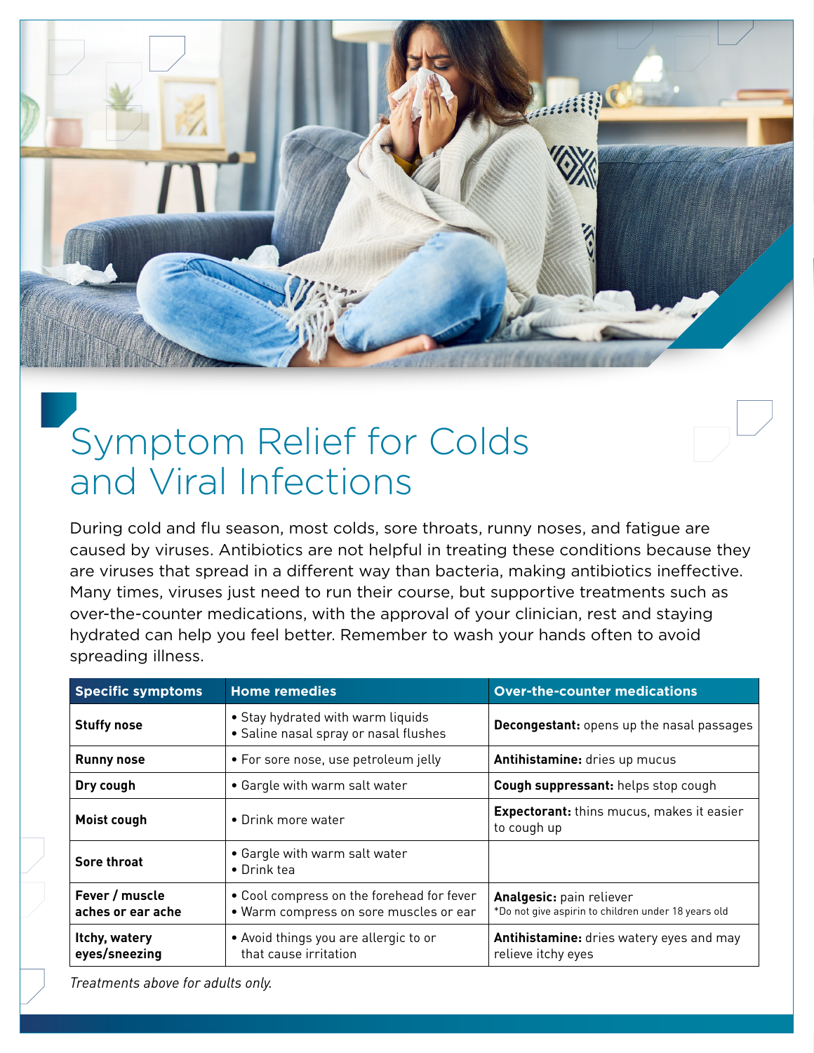# Symptom Relief for Colds and Viral Infections

During cold and flu season, most colds, sore throats, runny noses, and fatigue are caused by viruses. Antibiotics are not helpful in treating these conditions because they are viruses that spread in a different way than bacteria, making antibiotics ineffective. Many times, viruses just need to run their course, but supportive treatments such as over-the-counter medications, with the approval of your clinician, rest and staying hydrated can help you feel better. Remember to wash your hands often to avoid spreading illness.

| Specific symptoms | Home remedies | Over-the-counter medications |
| --- | --- | --- |
| **Stuffy nose** | • Stay hydrated with warm liquids<br>• Saline nasal spray or nasal flushes | **Decongestant:** opens up the nasal passages |
| **Runny nose** | • For sore nose, use petroleum jelly | **Antihistamine:** dries up mucus |
| **Dry cough** | • Gargle with warm salt water | **Cough suppressant:** helps stop cough |
| **Moist cough** | • Drink more water | **Expectorant:** thins mucus, makes it easier to cough up |
| **Sore throat** | • Gargle with warm salt water<br>• Drink tea | |
| **Fever / muscle aches or ear ache** | • Cool compress on the forehead for fever<br>• Warm compress on sore muscles or ear | **Analgesic:** pain reliever<br>*Do not give aspirin to children under 18 years old |
| **Itchy, watery eyes/sneezing** | • Avoid things you are allergic to or that cause irritation | **Antihistamine:** dries watery eyes and may relieve itchy eyes |

*Treatments above for adults only.*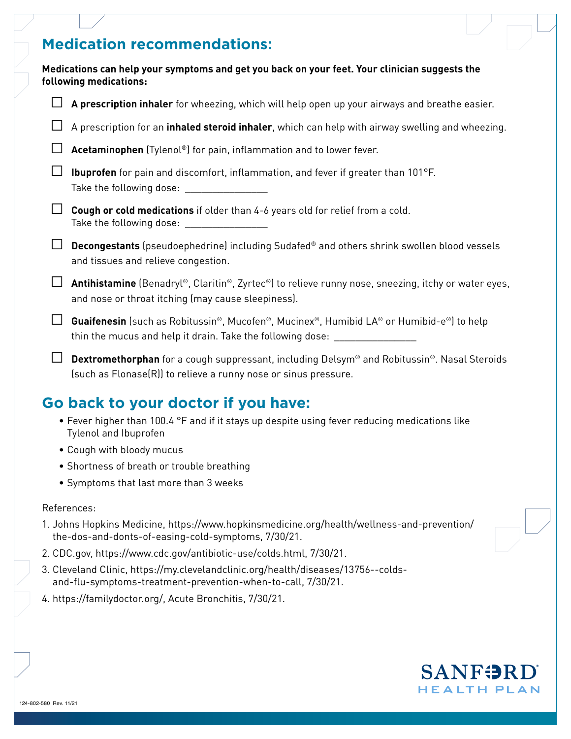## Medication recommendations:

**Medications can help your symptoms and get you back on your feet. Your clinician suggests the following medications:**

- ☐ **A prescription inhaler** for wheezing, which will help open up your airways and breathe easier.
- ☐ A prescription for an **inhaled steroid inhaler**, which can help with airway swelling and wheezing.
- ☐ **Acetaminophen** (Tylenol®) for pain, inflammation and to lower fever.
- ☐ **Ibuprofen** for pain and discomfort, inflammation, and fever if greater than 101°F.
  Take the following dose: ________________
- ☐ **Cough or cold medications** if older than 4-6 years old for relief from a cold.
  Take the following dose: ________________
- ☐ **Decongestants** (pseudoephedrine) including Sudafed® and others shrink swollen blood vessels and tissues and relieve congestion.
- ☐ **Antihistamine** (Benadryl®, Claritin®, Zyrtec®) to relieve runny nose, sneezing, itchy or water eyes, and nose or throat itching (may cause sleepiness).
- ☐ **Guaifenesin** (such as Robitussin®, Mucofen®, Mucinex®, Humibid LA® or Humibid-e®) to help thin the mucus and help it drain. Take the following dose: ________________
- ☐ **Dextromethorphan** for a cough suppressant, including Delsym® and Robitussin®. Nasal Steroids (such as Flonase(R)) to relieve a runny nose or sinus pressure.

## Go back to your doctor if you have:

- Fever higher than 100.4 °F and if it stays up despite using fever reducing medications like Tylenol and Ibuprofen
- Cough with bloody mucus
- Shortness of breath or trouble breathing
- Symptoms that last more than 3 weeks

References:

1. Johns Hopkins Medicine, https://www.hopkinsmedicine.org/health/wellness-and-prevention/the-dos-and-donts-of-easing-cold-symptoms, 7/30/21.
2. CDC.gov, https://www.cdc.gov/antibiotic-use/colds.html, 7/30/21.
3. Cleveland Clinic, https://my.clevelandclinic.org/health/diseases/13756--colds-and-flu-symptoms-treatment-prevention-when-to-call, 7/30/21.
4. https://familydoctor.org/, Acute Bronchitis, 7/30/21.

SANFORD HEALTH PLAN

124-802-580 Rev. 11/21